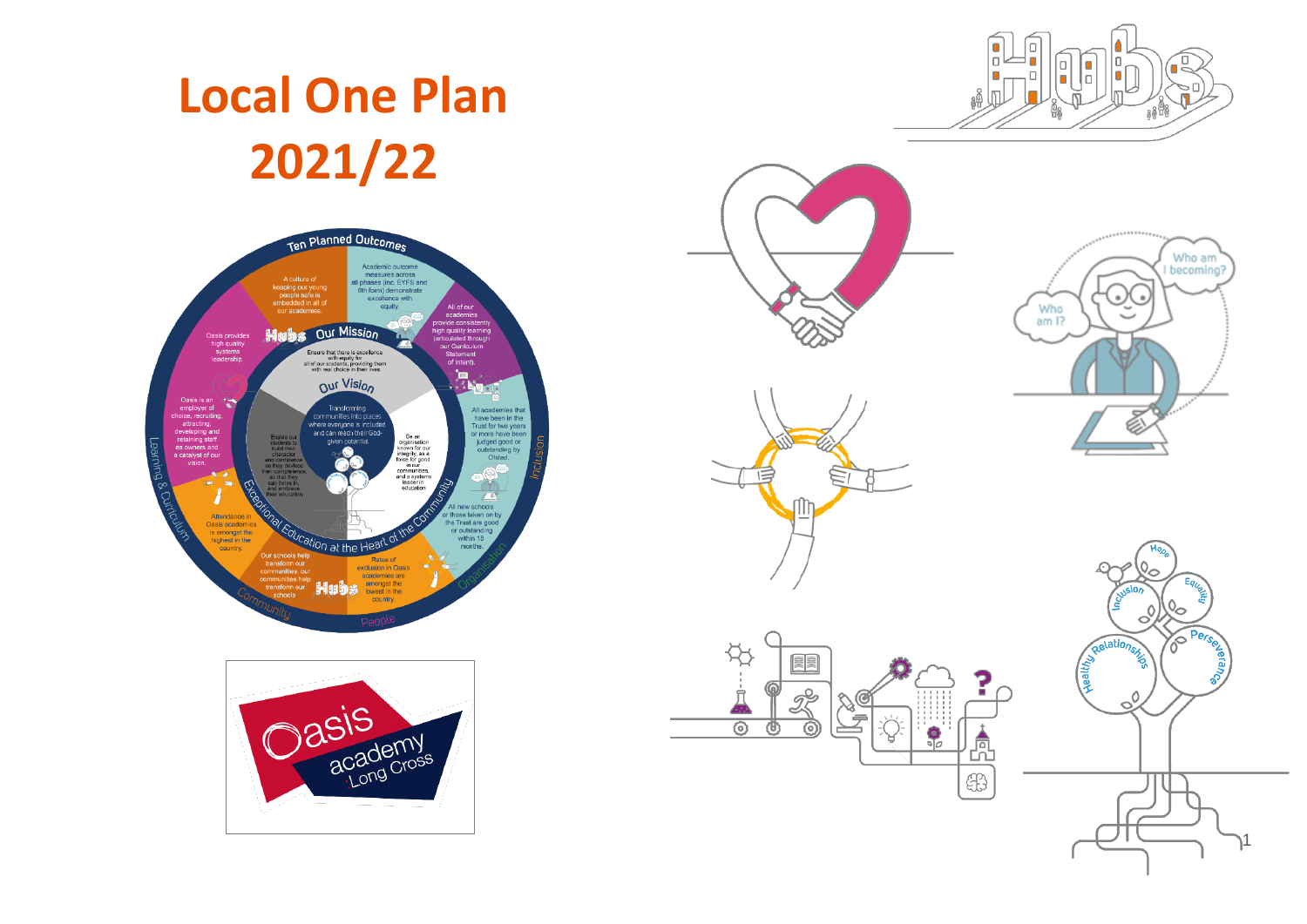# Local One Plan 2021/22

## Ten Planned Outcomes

- Academic outcome measures across all phases (inc. EYFS and 6th form) demonstrate excellence with equity.
- All of our academies provide consistently high quality learning (articulated through our Curriculum Statement of Intent).
- All academies that have been in the Trust for two years or more have been judged good or outstanding by Ofsted.
- All new schools or those taken on by the Trust are good or outstanding within 18 months.
- Rates of exclusion in Oasis academies are amongst the lowest in the country.
- Our schools help transform our communities, our communities help transform our schools.
- Attendance in Oasis academies is amongst the highest in the country.
- Oasis is an employer of choice, recruiting, attracting, developing and retaining staff as owners and a catalyst of our vision.
- Oasis provides high quality systems leadership.
- A culture of keeping our young people safe is embedded in all of our academies.

## Our Mission

Ensure that there is excellence with equity for all of our students, providing them with real choice in their lives

- Enable our students to build their character and confidence as they develop their competence, so that they can thrive in, and embrace their education
- Be an organisation known for our integrity, as a force for good in our communities, and a systems leader in education

## Our Vision

Transforming communities into places where everyone is included and can reach their God-given potential.

Exceptional Education at the Heart of the Community

Learning & Curriculum · Inclusion · Organisation · People · Community

Oasis academy Long Cross

Hubs

Who am I? · Who am I becoming?

Hope · Equality · Inclusion · Perseverance · Healthy Relationships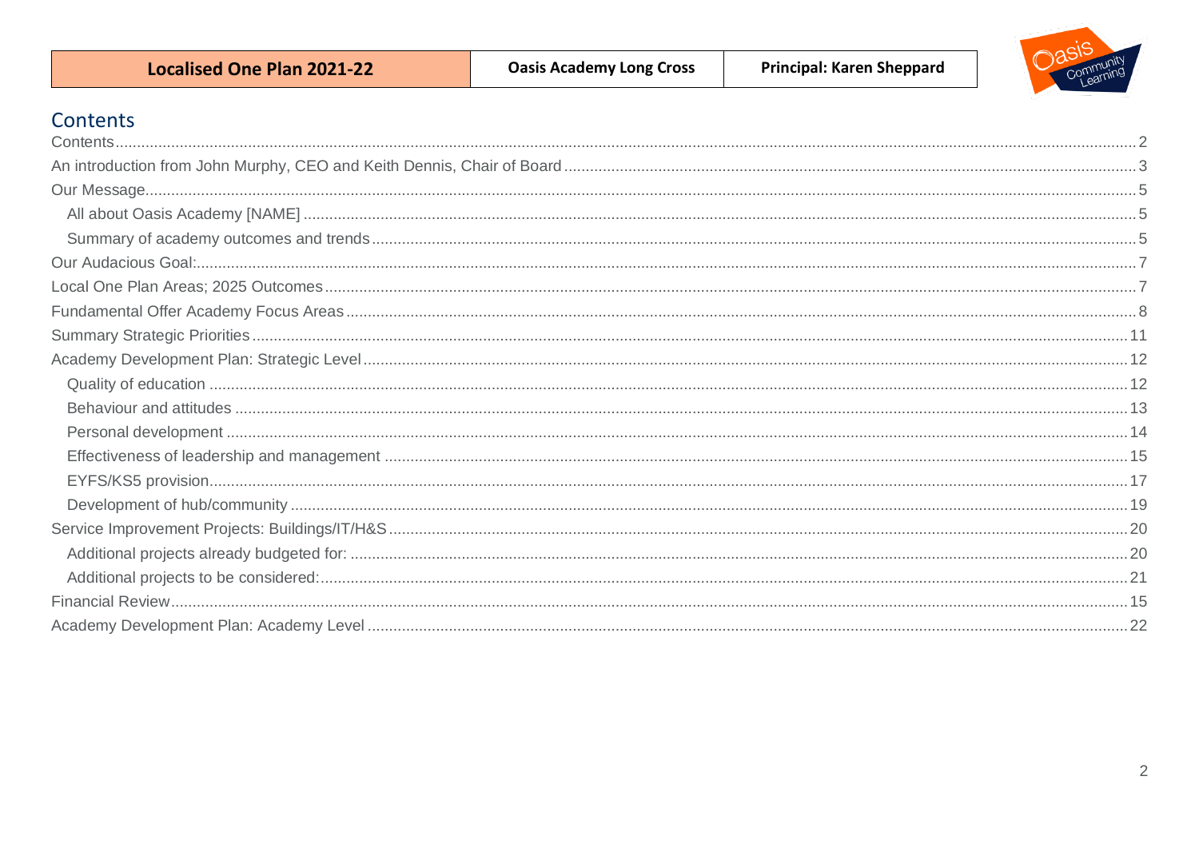## Contents

- Contents ... 2
- An introduction from John Murphy, CEO and Keith Dennis, Chair of Board ... 3
- Our Message ... 5
  - All about Oasis Academy [NAME] ... 5
  - Summary of academy outcomes and trends ... 5
- Our Audacious Goal: ... 7
- Local One Plan Areas; 2025 Outcomes ... 7
- Fundamental Offer Academy Focus Areas ... 8
- Summary Strategic Priorities ... 11
- Academy Development Plan: Strategic Level ... 12
  - Quality of education ... 12
  - Behaviour and attitudes ... 13
  - Personal development ... 14
  - Effectiveness of leadership and management ... 15
  - EYFS/KS5 provision ... 17
  - Development of hub/community ... 19
- Service Improvement Projects: Buildings/IT/H&S ... 20
  - Additional projects already budgeted for: ... 20
  - Additional projects to be considered: ... 21
- Financial Review ... 15
- Academy Development Plan: Academy Level ... 22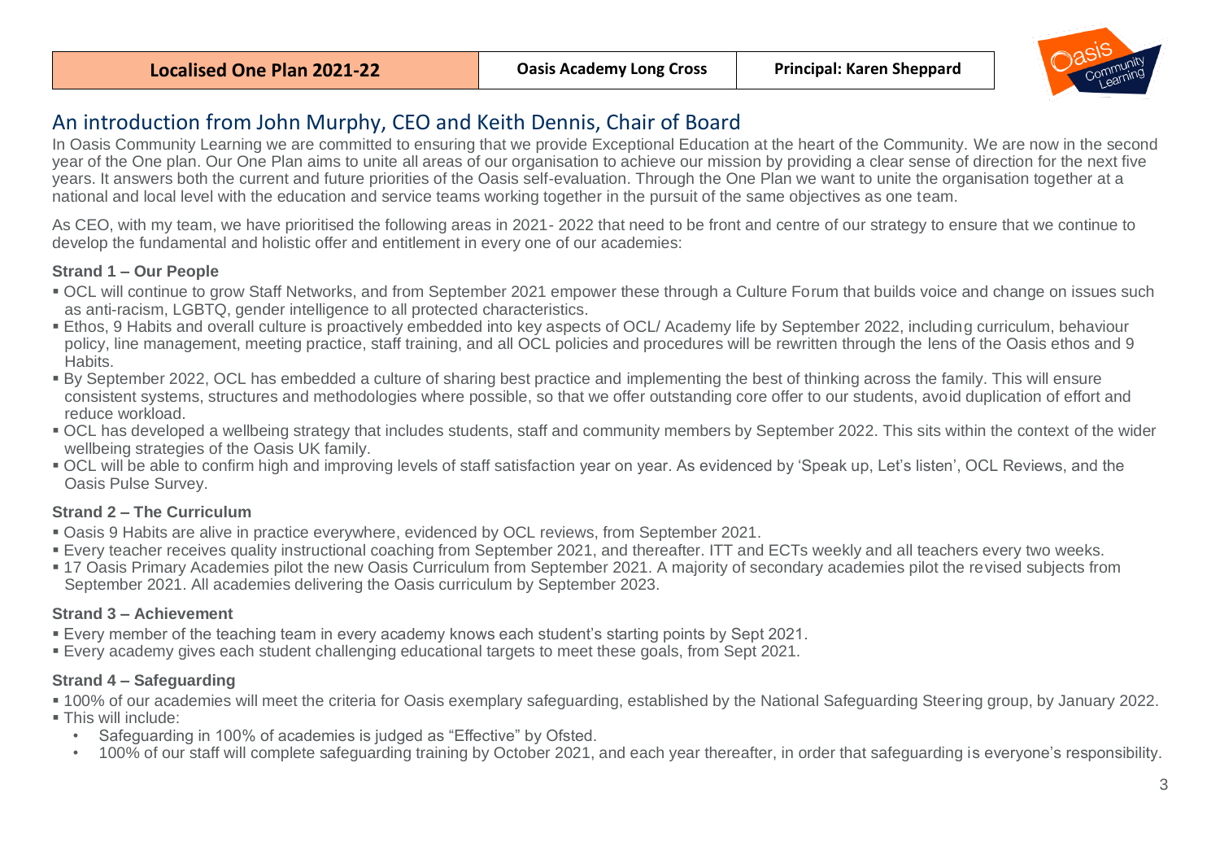| Localised One Plan 2021-22 | Oasis Academy Long Cross | Principal: Karen Sheppard |
|---|---|---|

## An introduction from John Murphy, CEO and Keith Dennis, Chair of Board

In Oasis Community Learning we are committed to ensuring that we provide Exceptional Education at the heart of the Community. We are now in the second year of the One plan. Our One Plan aims to unite all areas of our organisation to achieve our mission by providing a clear sense of direction for the next five years. It answers both the current and future priorities of the Oasis self-evaluation. Through the One Plan we want to unite the organisation together at a national and local level with the education and service teams working together in the pursuit of the same objectives as one team.

As CEO, with my team, we have prioritised the following areas in 2021- 2022 that need to be front and centre of our strategy to ensure that we continue to develop the fundamental and holistic offer and entitlement in every one of our academies:

### Strand 1 – Our People

- OCL will continue to grow Staff Networks, and from September 2021 empower these through a Culture Forum that builds voice and change on issues such as anti-racism, LGBTQ, gender intelligence to all protected characteristics.
- Ethos, 9 Habits and overall culture is proactively embedded into key aspects of OCL/ Academy life by September 2022, including curriculum, behaviour policy, line management, meeting practice, staff training, and all OCL policies and procedures will be rewritten through the lens of the Oasis ethos and 9 Habits.
- By September 2022, OCL has embedded a culture of sharing best practice and implementing the best of thinking across the family. This will ensure consistent systems, structures and methodologies where possible, so that we offer outstanding core offer to our students, avoid duplication of effort and reduce workload.
- OCL has developed a wellbeing strategy that includes students, staff and community members by September 2022. This sits within the context of the wider wellbeing strategies of the Oasis UK family.
- OCL will be able to confirm high and improving levels of staff satisfaction year on year. As evidenced by 'Speak up, Let's listen', OCL Reviews, and the Oasis Pulse Survey.

### Strand 2 – The Curriculum

- Oasis 9 Habits are alive in practice everywhere, evidenced by OCL reviews, from September 2021.
- Every teacher receives quality instructional coaching from September 2021, and thereafter. ITT and ECTs weekly and all teachers every two weeks.
- 17 Oasis Primary Academies pilot the new Oasis Curriculum from September 2021. A majority of secondary academies pilot the revised subjects from September 2021. All academies delivering the Oasis curriculum by September 2023.

### Strand 3 – Achievement

- Every member of the teaching team in every academy knows each student's starting points by Sept 2021.
- Every academy gives each student challenging educational targets to meet these goals, from Sept 2021.

### Strand 4 – Safeguarding

- 100% of our academies will meet the criteria for Oasis exemplary safeguarding, established by the National Safeguarding Steering group, by January 2022.
- This will include:
  - Safeguarding in 100% of academies is judged as "Effective" by Ofsted.
  - 100% of our staff will complete safeguarding training by October 2021, and each year thereafter, in order that safeguarding is everyone's responsibility.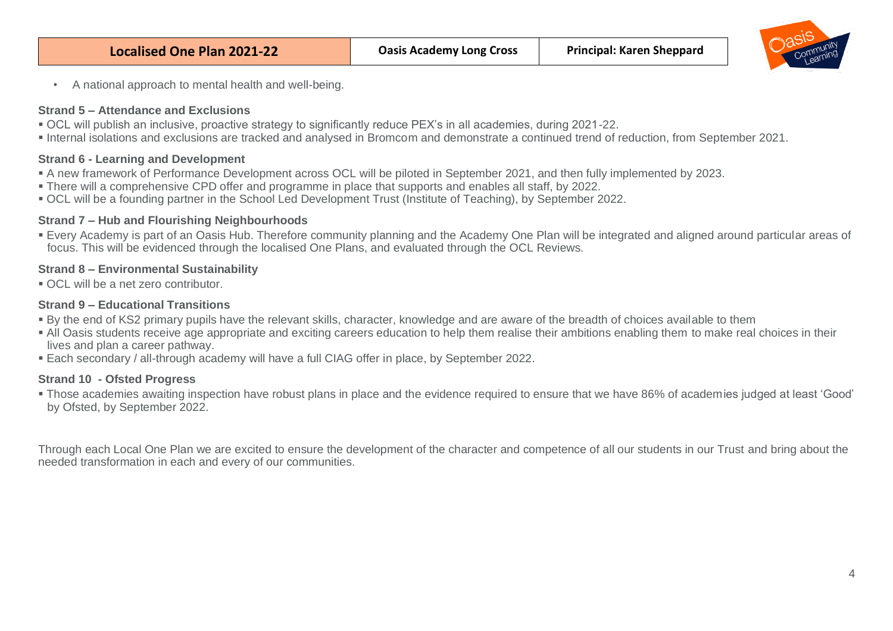- A national approach to mental health and well-being.

**Strand 5 – Attendance and Exclusions**

- OCL will publish an inclusive, proactive strategy to significantly reduce PEX's in all academies, during 2021-22.
- Internal isolations and exclusions are tracked and analysed in Bromcom and demonstrate a continued trend of reduction, from September 2021.

**Strand 6 - Learning and Development**

- A new framework of Performance Development across OCL will be piloted in September 2021, and then fully implemented by 2023.
- There will a comprehensive CPD offer and programme in place that supports and enables all staff, by 2022.
- OCL will be a founding partner in the School Led Development Trust (Institute of Teaching), by September 2022.

**Strand 7 – Hub and Flourishing Neighbourhoods**

- Every Academy is part of an Oasis Hub. Therefore community planning and the Academy One Plan will be integrated and aligned around particular areas of focus. This will be evidenced through the localised One Plans, and evaluated through the OCL Reviews.

**Strand 8 – Environmental Sustainability**

- OCL will be a net zero contributor.

**Strand 9 – Educational Transitions**

- By the end of KS2 primary pupils have the relevant skills, character, knowledge and are aware of the breadth of choices available to them
- All Oasis students receive age appropriate and exciting careers education to help them realise their ambitions enabling them to make real choices in their lives and plan a career pathway.
- Each secondary / all-through academy will have a full CIAG offer in place, by September 2022.

**Strand 10 - Ofsted Progress**

- Those academies awaiting inspection have robust plans in place and the evidence required to ensure that we have 86% of academies judged at least 'Good' by Ofsted, by September 2022.

Through each Local One Plan we are excited to ensure the development of the character and competence of all our students in our Trust and bring about the needed transformation in each and every of our communities.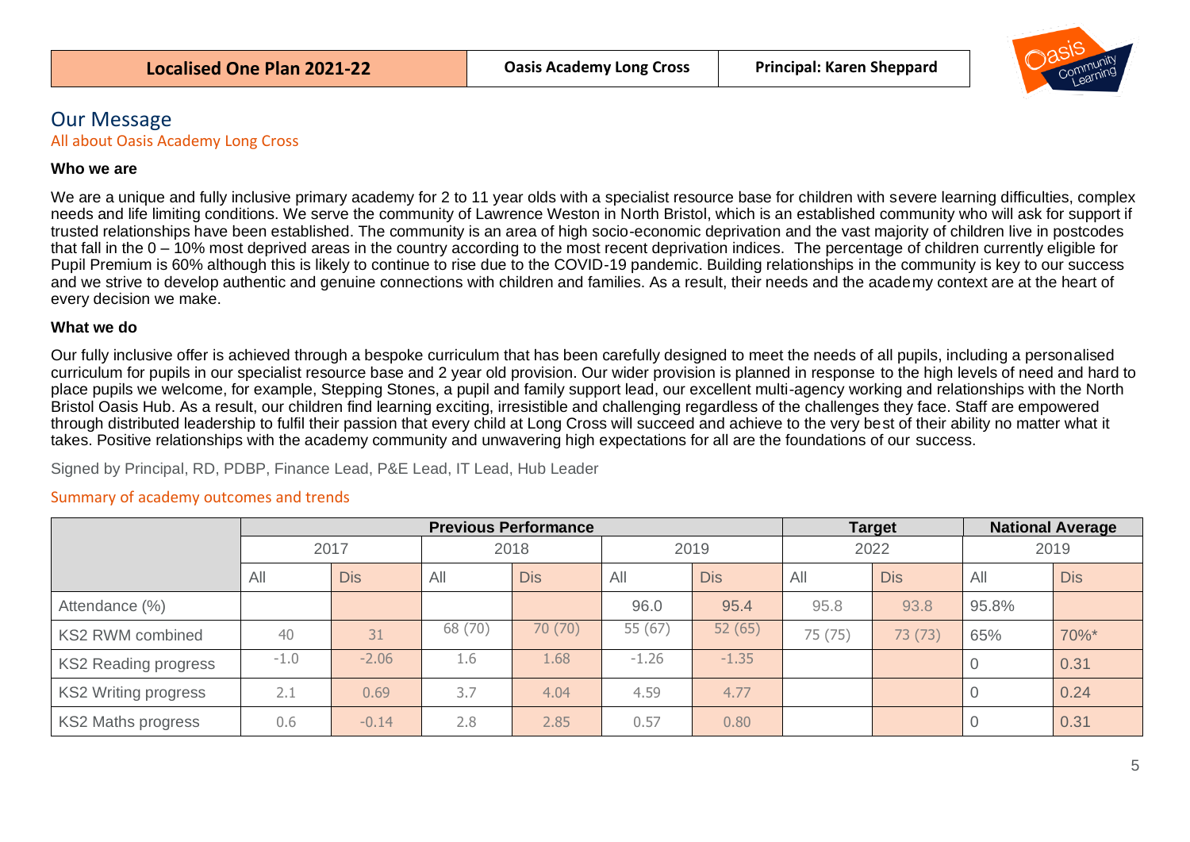| Localised One Plan 2021-22 | Oasis Academy Long Cross | Principal: Karen Sheppard |
|---|---|---|

# Our Message

## All about Oasis Academy Long Cross

### Who we are

We are a unique and fully inclusive primary academy for 2 to 11 year olds with a specialist resource base for children with severe learning difficulties, complex needs and life limiting conditions. We serve the community of Lawrence Weston in North Bristol, which is an established community who will ask for support if trusted relationships have been established. The community is an area of high socio-economic deprivation and the vast majority of children live in postcodes that fall in the 0 – 10% most deprived areas in the country according to the most recent deprivation indices. The percentage of children currently eligible for Pupil Premium is 60% although this is likely to continue to rise due to the COVID-19 pandemic. Building relationships in the community is key to our success and we strive to develop authentic and genuine connections with children and families. As a result, their needs and the academy context are at the heart of every decision we make.

### What we do

Our fully inclusive offer is achieved through a bespoke curriculum that has been carefully designed to meet the needs of all pupils, including a personalised curriculum for pupils in our specialist resource base and 2 year old provision. Our wider provision is planned in response to the high levels of need and hard to place pupils we welcome, for example, Stepping Stones, a pupil and family support lead, our excellent multi-agency working and relationships with the North Bristol Oasis Hub. As a result, our children find learning exciting, irresistible and challenging regardless of the challenges they face. Staff are empowered through distributed leadership to fulfil their passion that every child at Long Cross will succeed and achieve to the very best of their ability no matter what it takes. Positive relationships with the academy community and unwavering high expectations for all are the foundations of our success.

Signed by Principal, RD, PDBP, Finance Lead, P&E Lead, IT Lead, Hub Leader

## Summary of academy outcomes and trends

| | Previous Performance | | | | | | Target | | National Average | |
|---|---|---|---|---|---|---|---|---|---|---|
| | 2017 | | 2018 | | 2019 | | 2022 | | 2019 | |
| | All | Dis | All | Dis | All | Dis | All | Dis | All | Dis |
| Attendance (%) | | | | | 96.0 | 95.4 | 95.8 | 93.8 | 95.8% | |
| KS2 RWM combined | 40 | 31 | 68 (70) | 70 (70) | 55 (67) | 52 (65) | 75 (75) | 73 (73) | 65% | 70%* |
| KS2 Reading progress | -1.0 | -2.06 | 1.6 | 1.68 | -1.26 | -1.35 | | | 0 | 0.31 |
| KS2 Writing progress | 2.1 | 0.69 | 3.7 | 4.04 | 4.59 | 4.77 | | | 0 | 0.24 |
| KS2 Maths progress | 0.6 | -0.14 | 2.8 | 2.85 | 0.57 | 0.80 | | | 0 | 0.31 |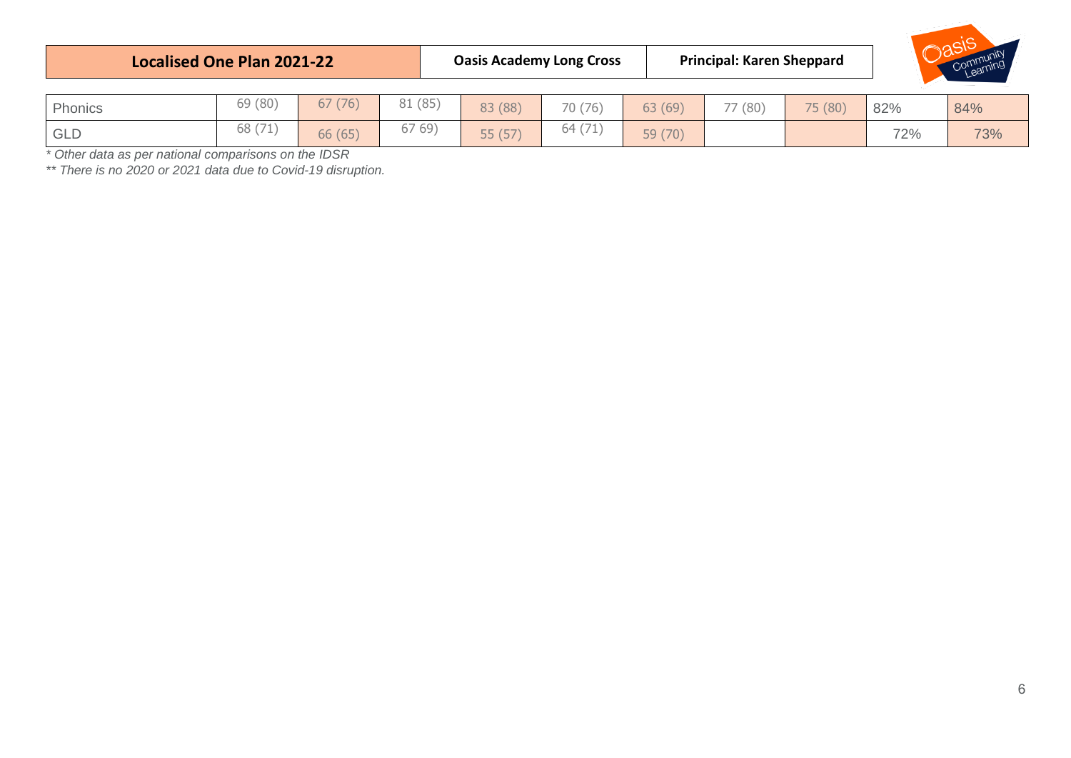| Localised One Plan 2021-22 | Oasis Academy Long Cross | Principal: Karen Sheppard |
|---|---|---|

| | | | | | | | | | | |
|---|---|---|---|---|---|---|---|---|---|---|
| Phonics | 69 (80) | 67 (76) | 81 (85) | 83 (88) | 70 (76) | 63 (69) | 77 (80) | 75 (80) | 82% | 84% |
| GLD | 68 (71) | 66 (65) | 67 69) | 55 (57) | 64 (71) | 59 (70) | | | 72% | 73% |

*\* Other data as per national comparisons on the IDSR*

*\*\* There is no 2020 or 2021 data due to Covid-19 disruption.*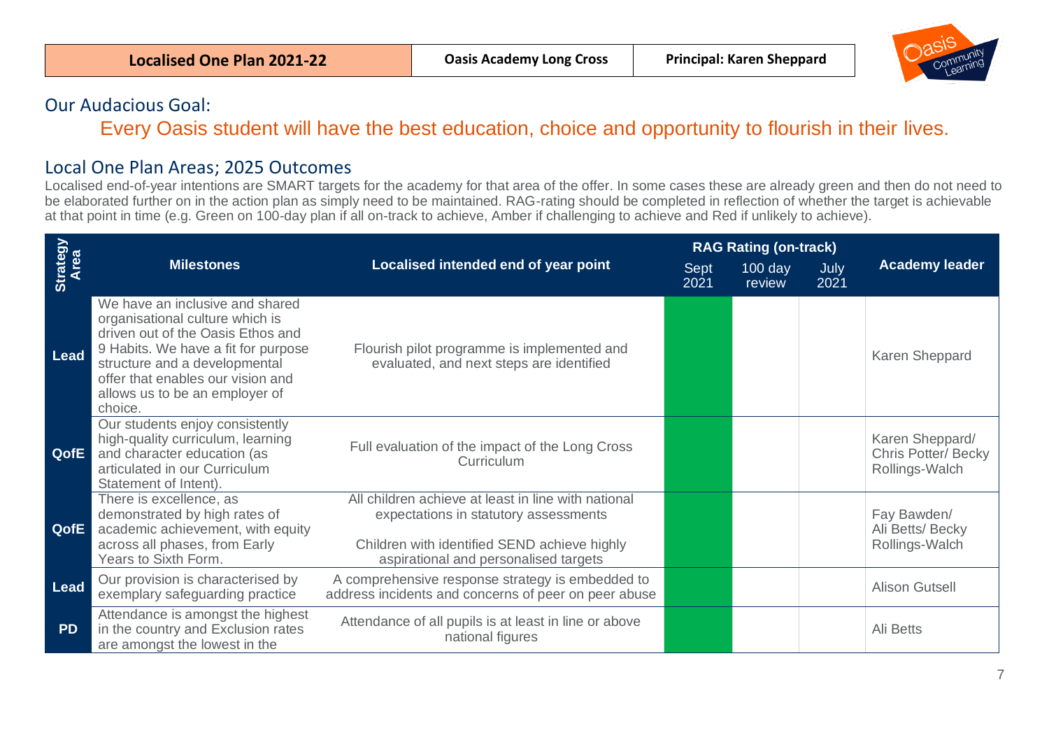| Localised One Plan 2021-22 | Oasis Academy Long Cross | Principal: Karen Sheppard |
|---|---|---|

## Our Audacious Goal:

Every Oasis student will have the best education, choice and opportunity to flourish in their lives.

## Local One Plan Areas; 2025 Outcomes

Localised end-of-year intentions are SMART targets for the academy for that area of the offer. In some cases these are already green and then do not need to be elaborated further on in the action plan as simply need to be maintained. RAG-rating should be completed in reflection of whether the target is achievable at that point in time (e.g. Green on 100-day plan if all on-track to achieve, Amber if challenging to achieve and Red if unlikely to achieve).

| Strategy Area | Milestones | Localised intended end of year point | RAG Rating (on-track) | | | Academy leader |
|---|---|---|---|---|---|---|
| | | | Sept 2021 | 100 day review | July 2021 | |
| Lead | We have an inclusive and shared organisational culture which is driven out of the Oasis Ethos and 9 Habits. We have a fit for purpose structure and a developmental offer that enables our vision and allows us to be an employer of choice. | Flourish pilot programme is implemented and evaluated, and next steps are identified | Green | | | Karen Sheppard |
| QofE | Our students enjoy consistently high-quality curriculum, learning and character education (as articulated in our Curriculum Statement of Intent). | Full evaluation of the impact of the Long Cross Curriculum | Green | | | Karen Sheppard/ Chris Potter/ Becky Rollings-Walch |
| QofE | There is excellence, as demonstrated by high rates of academic achievement, with equity across all phases, from Early Years to Sixth Form. | All children achieve at least in line with national expectations in statutory assessments<br><br>Children with identified SEND achieve highly aspirational and personalised targets | Green | | | Fay Bawden/ Ali Betts/ Becky Rollings-Walch |
| Lead | Our provision is characterised by exemplary safeguarding practice | A comprehensive response strategy is embedded to address incidents and concerns of peer on peer abuse | Green | | | Alison Gutsell |
| PD | Attendance is amongst the highest in the country and Exclusion rates are amongst the lowest in the | Attendance of all pupils is at least in line or above national figures | Green | | | Ali Betts |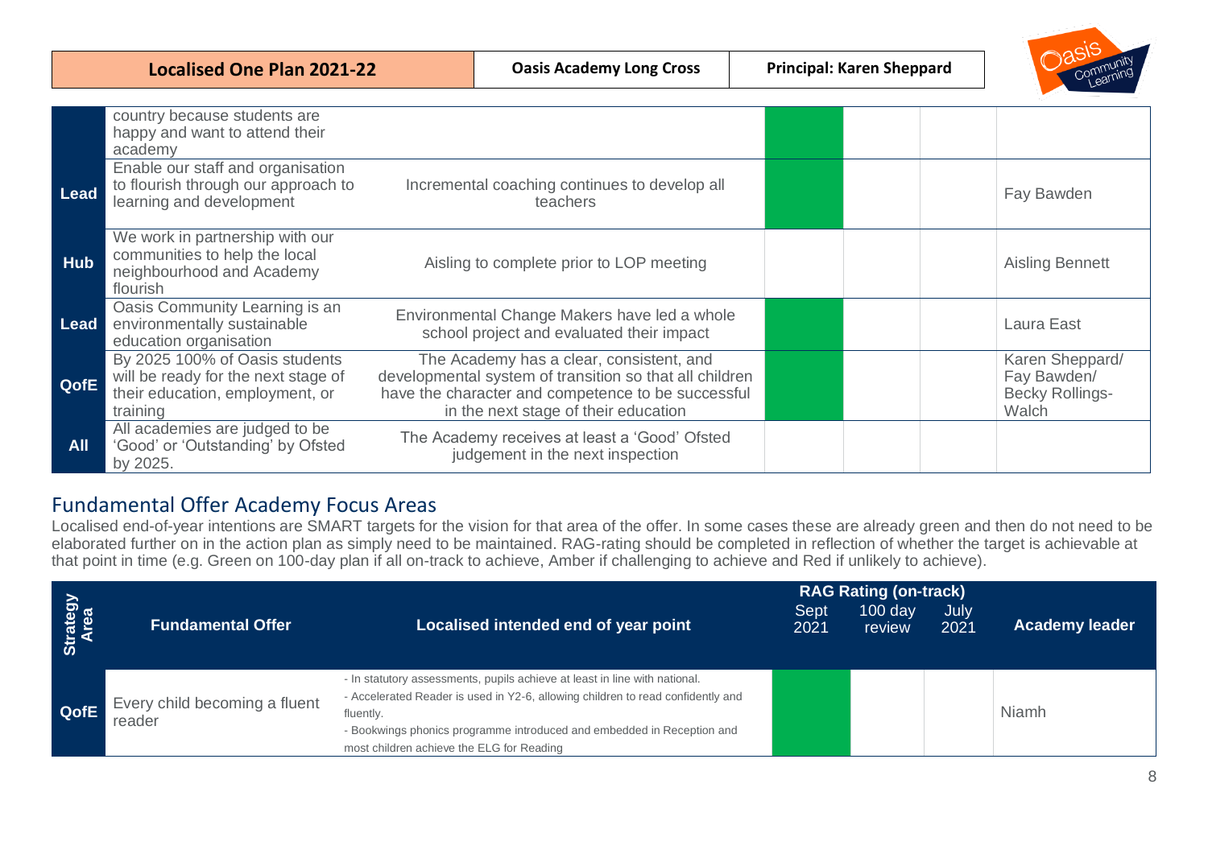| | | | | | | |
|---|---|---|---|---|---|---|
| | country because students are happy and want to attend their academy | | | | | |
| Lead | Enable our staff and organisation to flourish through our approach to learning and development | Incremental coaching continues to develop all teachers | | | | Fay Bawden |
| Hub | We work in partnership with our communities to help the local neighbourhood and Academy flourish | Aisling to complete prior to LOP meeting | | | | Aisling Bennett |
| Lead | Oasis Community Learning is an environmentally sustainable education organisation | Environmental Change Makers have led a whole school project and evaluated their impact | | | | Laura East |
| QofE | By 2025 100% of Oasis students will be ready for the next stage of their education, employment, or training | The Academy has a clear, consistent, and developmental system of transition so that all children have the character and competence to be successful in the next stage of their education | | | | Karen Sheppard/ Fay Bawden/ Becky Rollings-Walch |
| All | All academies are judged to be 'Good' or 'Outstanding' by Ofsted by 2025. | The Academy receives at least a 'Good' Ofsted judgement in the next inspection | | | | |

## Fundamental Offer Academy Focus Areas

Localised end-of-year intentions are SMART targets for the vision for that area of the offer. In some cases these are already green and then do not need to be elaborated further on in the action plan as simply need to be maintained. RAG-rating should be completed in reflection of whether the target is achievable at that point in time (e.g. Green on 100-day plan if all on-track to achieve, Amber if challenging to achieve and Red if unlikely to achieve).

| Strategy Area | Fundamental Offer | Localised intended end of year point | RAG Rating (on-track) | | | Academy leader |
|---|---|---|---|---|---|---|
| | | | Sept 2021 | 100 day review | July 2021 | |
| QofE | Every child becoming a fluent reader | - In statutory assessments, pupils achieve at least in line with national.<br>- Accelerated Reader is used in Y2-6, allowing children to read confidently and fluently.<br>- Bookwings phonics programme introduced and embedded in Reception and most children achieve the ELG for Reading | | | | Niamh |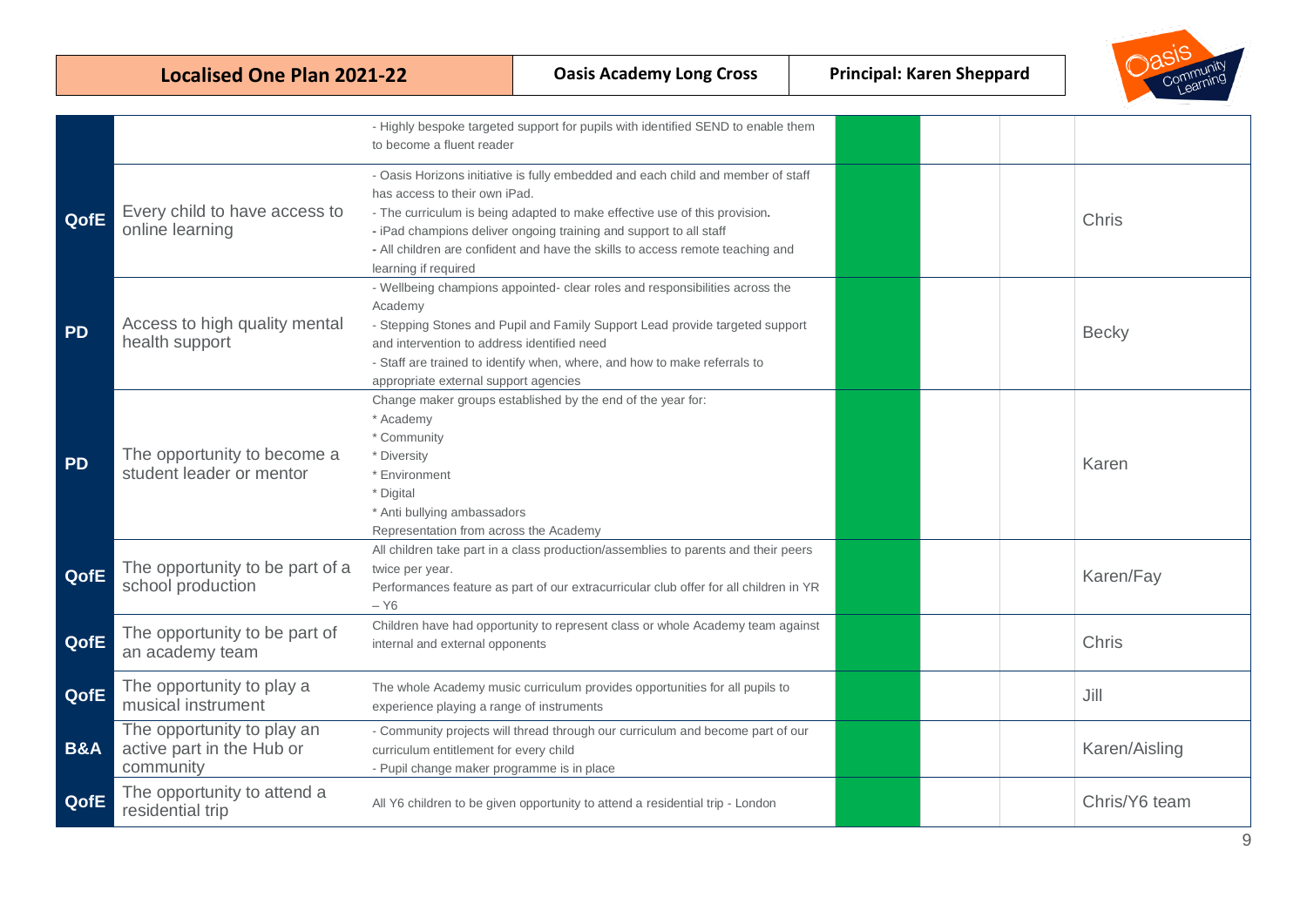| | | | | | | |
|---|---|---|---|---|---|---|
| | | - Highly bespoke targeted support for pupils with identified SEND to enable them to become a fluent reader | | | | |
| QofE | Every child to have access to online learning | - Oasis Horizons initiative is fully embedded and each child and member of staff has access to their own iPad.<br>- The curriculum is being adapted to make effective use of this provision.<br>- iPad champions deliver ongoing training and support to all staff<br>- All children are confident and have the skills to access remote teaching and learning if required | | | | Chris |
| PD | Access to high quality mental health support | - Wellbeing champions appointed- clear roles and responsibilities across the Academy<br>- Stepping Stones and Pupil and Family Support Lead provide targeted support and intervention to address identified need<br>- Staff are trained to identify when, where, and how to make referrals to appropriate external support agencies | | | | Becky |
| PD | The opportunity to become a student leader or mentor | Change maker groups established by the end of the year for:<br>* Academy<br>* Community<br>* Diversity<br>* Environment<br>* Digital<br>* Anti bullying ambassadors<br>Representation from across the Academy | | | | Karen |
| QofE | The opportunity to be part of a school production | All children take part in a class production/assemblies to parents and their peers twice per year.<br>Performances feature as part of our extracurricular club offer for all children in YR – Y6 | | | | Karen/Fay |
| QofE | The opportunity to be part of an academy team | Children have had opportunity to represent class or whole Academy team against internal and external opponents | | | | Chris |
| QofE | The opportunity to play a musical instrument | The whole Academy music curriculum provides opportunities for all pupils to experience playing a range of instruments | | | | Jill |
| B&A | The opportunity to play an active part in the Hub or community | - Community projects will thread through our curriculum and become part of our curriculum entitlement for every child<br>- Pupil change maker programme is in place | | | | Karen/Aisling |
| QofE | The opportunity to attend a residential trip | All Y6 children to be given opportunity to attend a residential trip - London | | | | Chris/Y6 team |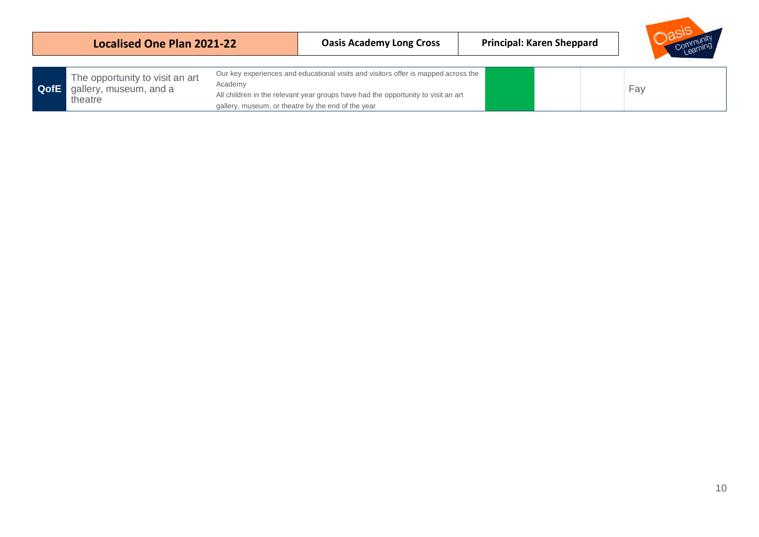| Localised One Plan 2021-22 | Oasis Academy Long Cross | Principal: Karen Sheppard |
|---|---|---|

| | | | | | | |
|---|---|---|---|---|---|---|
| **QofE** | The opportunity to visit an art gallery, museum, and a theatre | Our key experiences and educational visits and visitors offer is mapped across the Academy<br>All children in the relevant year groups have had the opportunity to visit an art gallery, museum, or theatre by the end of the year | | | | Fay |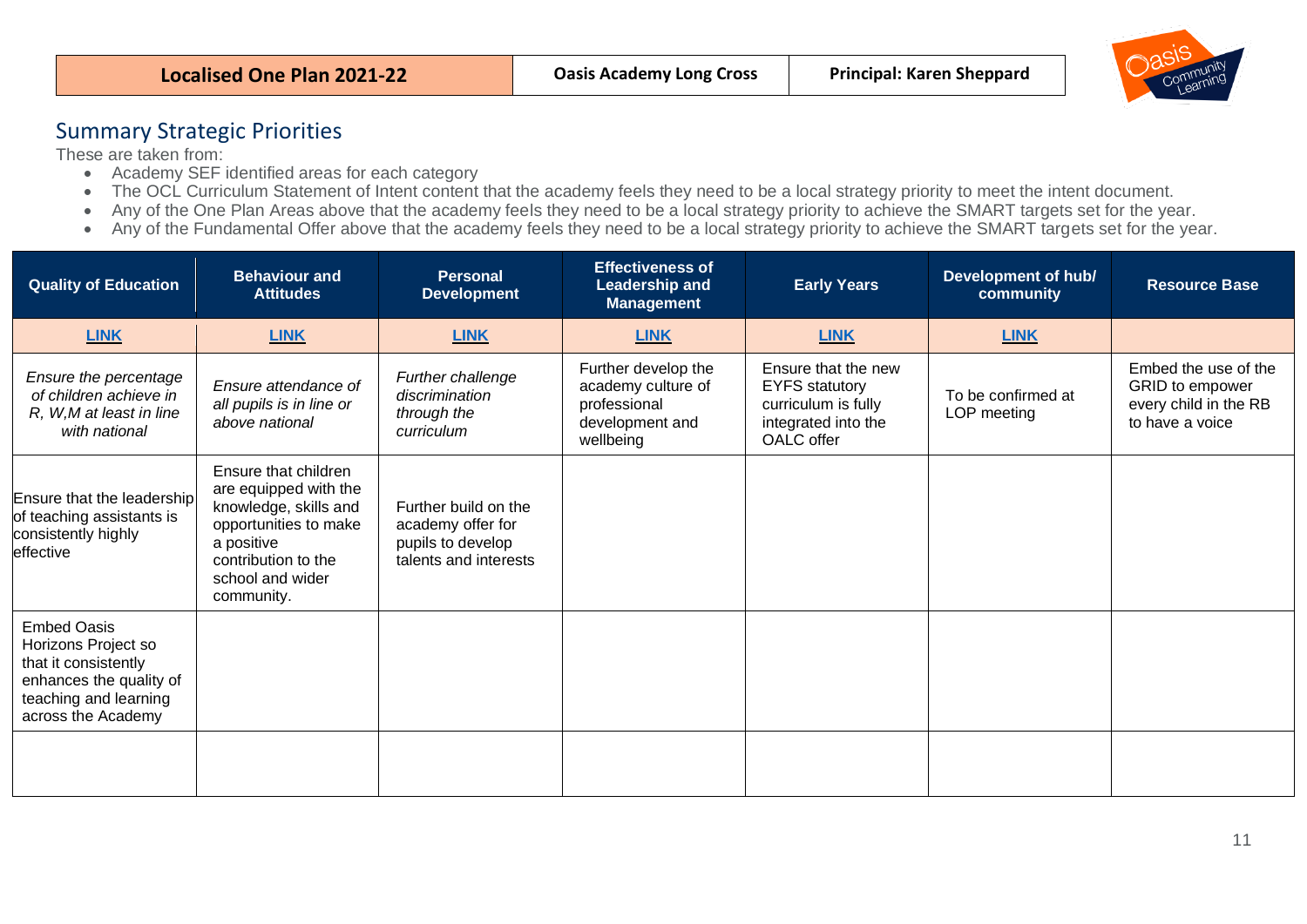| Localised One Plan 2021-22 | Oasis Academy Long Cross | Principal: Karen Sheppard |
|---|---|---|

## Summary Strategic Priorities

These are taken from:

- Academy SEF identified areas for each category
- The OCL Curriculum Statement of Intent content that the academy feels they need to be a local strategy priority to meet the intent document.
- Any of the One Plan Areas above that the academy feels they need to be a local strategy priority to achieve the SMART targets set for the year.
- Any of the Fundamental Offer above that the academy feels they need to be a local strategy priority to achieve the SMART targets set for the year.

| Quality of Education | Behaviour and Attitudes | Personal Development | Effectiveness of Leadership and Management | Early Years | Development of hub/ community | Resource Base |
|---|---|---|---|---|---|---|
| **LINK** | **LINK** | **LINK** | **LINK** | **LINK** | **LINK** | |
| *Ensure the percentage of children achieve in R, W,M at least in line with national* | *Ensure attendance of all pupils is in line or above national* | *Further challenge discrimination through the curriculum* | Further develop the academy culture of professional development and wellbeing | Ensure that the new EYFS statutory curriculum is fully integrated into the OALC offer | To be confirmed at LOP meeting | Embed the use of the GRID to empower every child in the RB to have a voice |
| Ensure that the leadership of teaching assistants is consistently highly effective | Ensure that children are equipped with the knowledge, skills and opportunities to make a positive contribution to the school and wider community. | Further build on the academy offer for pupils to develop talents and interests | | | | |
| Embed Oasis Horizons Project so that it consistently enhances the quality of teaching and learning across the Academy | | | | | | |
| | | | | | | |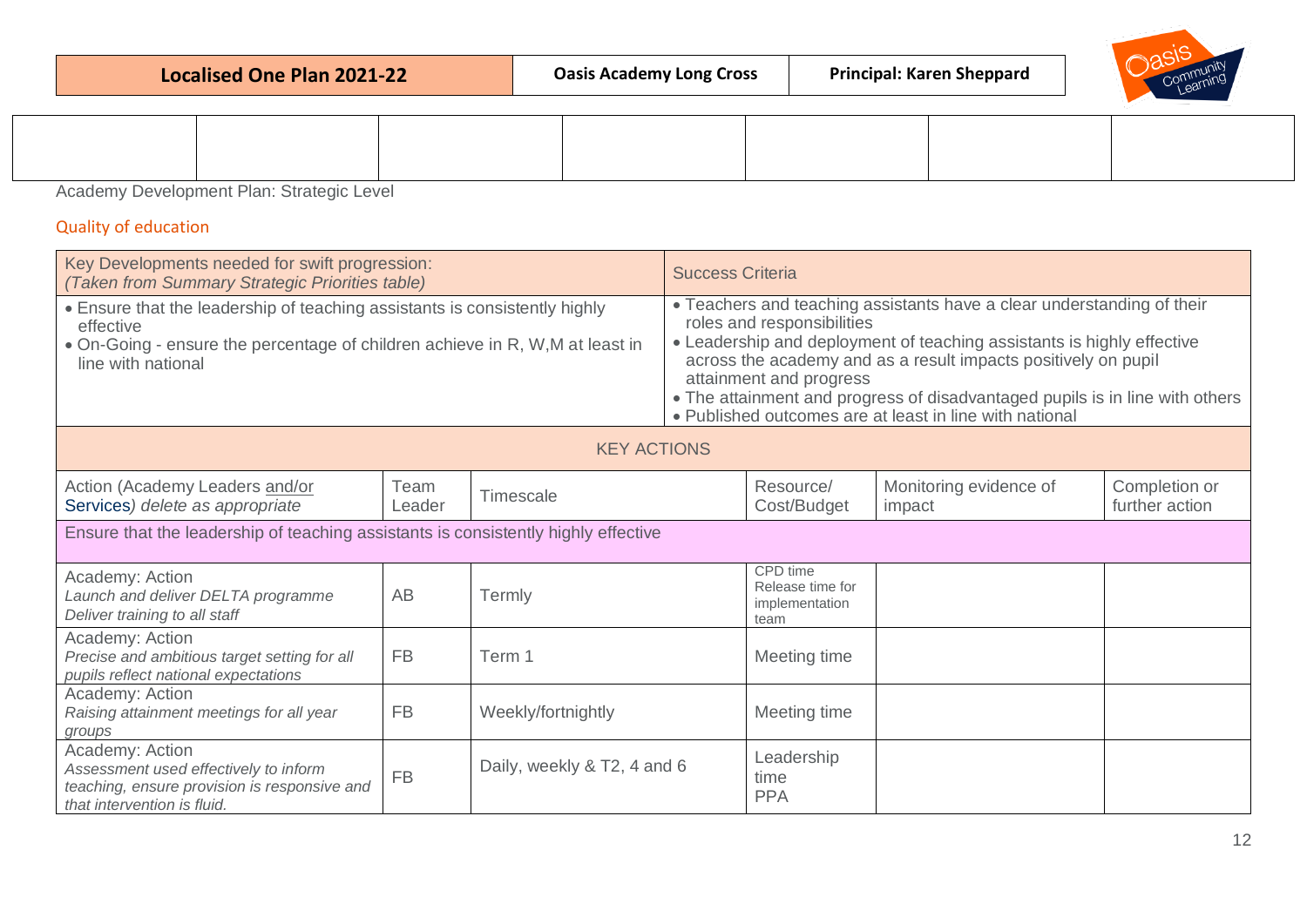| Localised One Plan 2021-22 | Oasis Academy Long Cross | Principal: Karen Sheppard |
|---|---|---|

Academy Development Plan: Strategic Level

## Quality of education

| Key Developments needed for swift progression: *(Taken from Summary Strategic Priorities table)* | Success Criteria |
|---|---|
| • Ensure that the leadership of teaching assistants is consistently highly effective<br>• On-Going - ensure the percentage of children achieve in R, W,M at least in line with national | • Teachers and teaching assistants have a clear understanding of their roles and responsibilities<br>• Leadership and deployment of teaching assistants is highly effective across the academy and as a result impacts positively on pupil attainment and progress<br>• The attainment and progress of disadvantaged pupils is in line with others<br>• Published outcomes are at least in line with national |

**KEY ACTIONS**

| Action (Academy Leaders and/or Services) *delete as appropriate* | Team Leader | Timescale | Resource/ Cost/Budget | Monitoring evidence of impact | Completion or further action |
|---|---|---|---|---|---|
| **Ensure that the leadership of teaching assistants is consistently highly effective** | | | | | |
| Academy: Action<br>*Launch and deliver DELTA programme*<br>*Deliver training to all staff* | AB | Termly | CPD time<br>Release time for implementation team | | |
| Academy: Action<br>*Precise and ambitious target setting for all pupils reflect national expectations* | FB | Term 1 | Meeting time | | |
| Academy: Action<br>*Raising attainment meetings for all year groups* | FB | Weekly/fortnightly | Meeting time | | |
| Academy: Action<br>*Assessment used effectively to inform teaching, ensure provision is responsive and that intervention is fluid.* | FB | Daily, weekly & T2, 4 and 6 | Leadership time<br>PPA | | |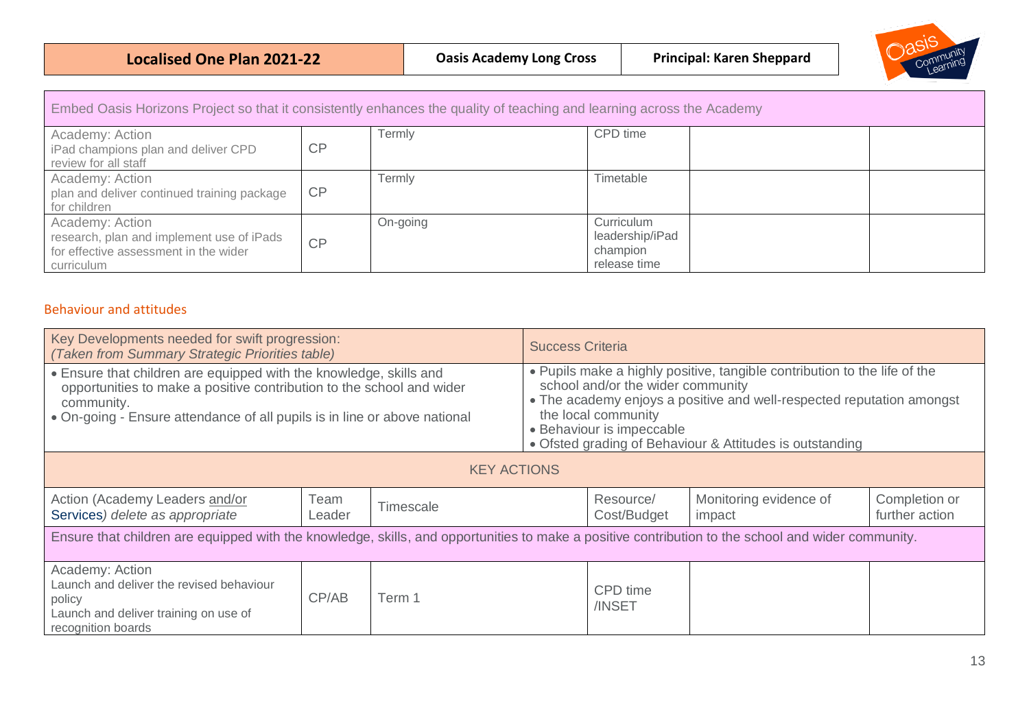| Localised One Plan 2021-22 | Oasis Academy Long Cross | Principal: Karen Sheppard |
|---|---|---|

| Embed Oasis Horizons Project so that it consistently enhances the quality of teaching and learning across the Academy | | | | | |
|---|---|---|---|---|---|
| Academy: Action<br>iPad champions plan and deliver CPD review for all staff | CP | Termly | CPD time | | |
| Academy: Action<br>plan and deliver continued training package for children | CP | Termly | Timetable | | |
| Academy: Action<br>research, plan and implement use of iPads for effective assessment in the wider curriculum | CP | On-going | Curriculum leadership/iPad champion release time | | |

## Behaviour and attitudes

| Key Developments needed for swift progression:<br>*(Taken from Summary Strategic Priorities table)* | Success Criteria |
|---|---|
| • Ensure that children are equipped with the knowledge, skills and opportunities to make a positive contribution to the school and wider community.<br>• On-going - Ensure attendance of all pupils is in line or above national | • Pupils make a highly positive, tangible contribution to the life of the school and/or the wider community<br>• The academy enjoys a positive and well-respected reputation amongst the local community<br>• Behaviour is impeccable<br>• Ofsted grading of Behaviour & Attitudes is outstanding |

**KEY ACTIONS**

| Action (Academy Leaders and/or Services) *delete as appropriate* | Team Leader | Timescale | Resource/ Cost/Budget | Monitoring evidence of impact | Completion or further action |
|---|---|---|---|---|---|
| Ensure that children are equipped with the knowledge, skills, and opportunities to make a positive contribution to the school and wider community. | | | | | |
| Academy: Action<br>Launch and deliver the revised behaviour policy<br>Launch and deliver training on use of recognition boards | CP/AB | Term 1 | CPD time /INSET | | |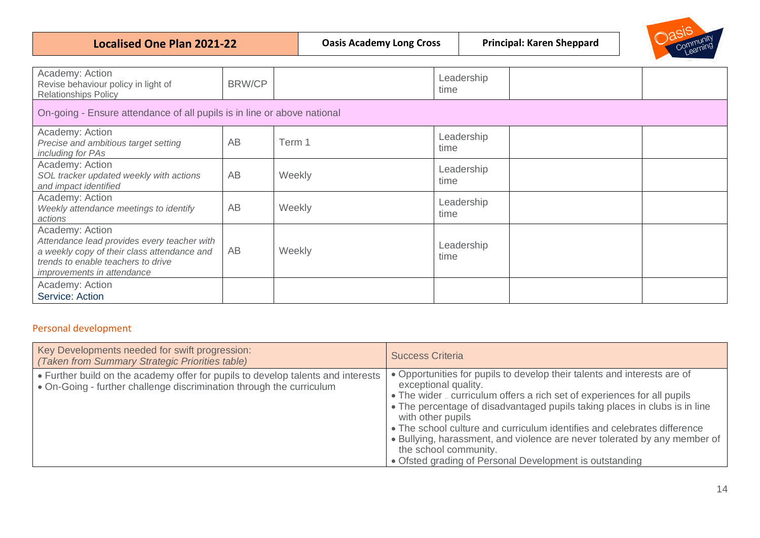| Localised One Plan 2021-22 | Oasis Academy Long Cross | Principal: Karen Sheppard |
|---|---|---|

| | | | | | |
|---|---|---|---|---|---|
| Academy: Action<br>Revise behaviour policy in light of Relationships Policy | BRW/CP | | Leadership time | | |
| On-going - Ensure attendance of all pupils is in line or above national | | | | | |
| Academy: Action<br>*Precise and ambitious target setting including for PAs* | AB | Term 1 | Leadership time | | |
| Academy: Action<br>*SOL tracker updated weekly with actions and impact identified* | AB | Weekly | Leadership time | | |
| Academy: Action<br>*Weekly attendance meetings to identify actions* | AB | Weekly | Leadership time | | |
| Academy: Action<br>*Attendance lead provides every teacher with a weekly copy of their class attendance and trends to enable teachers to drive improvements in attendance* | AB | Weekly | Leadership time | | |
| Academy: Action<br>Service: Action | | | | | |

## Personal development

| Key Developments needed for swift progression:<br>*(Taken from Summary Strategic Priorities table)* | Success Criteria |
|---|---|
| • Further build on the academy offer for pupils to develop talents and interests<br>• On-Going - further challenge discrimination through the curriculum | • Opportunities for pupils to develop their talents and interests are of exceptional quality.<br>• The wider _ curriculum offers a rich set of experiences for all pupils<br>• The percentage of disadvantaged pupils taking places in clubs is in line with other pupils<br>• The school culture and curriculum identifies and celebrates difference<br>• Bullying, harassment, and violence are never tolerated by any member of the school community.<br>• Ofsted grading of Personal Development is outstanding |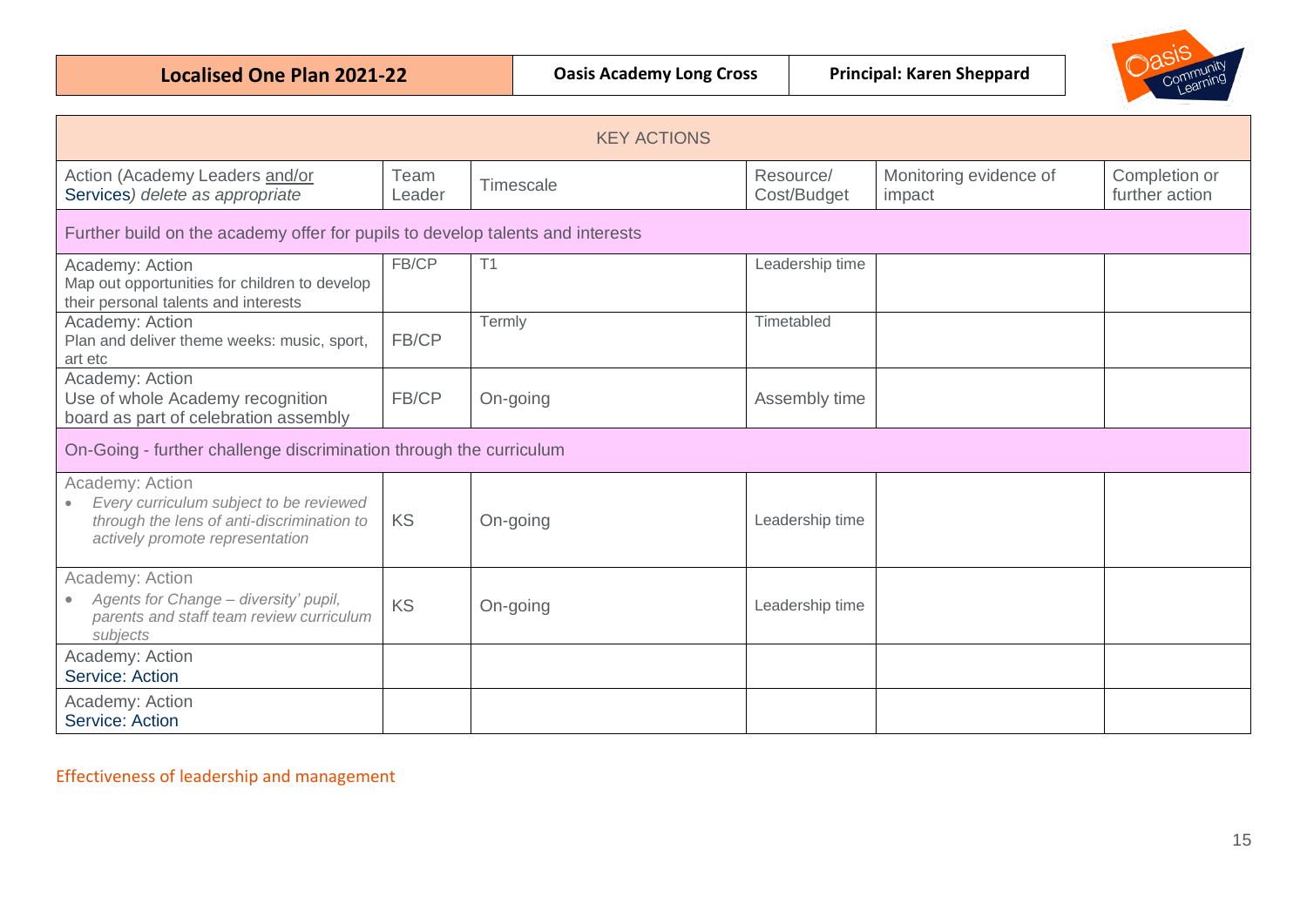| **Localised One Plan 2021-22** | **Oasis Academy Long Cross** | **Principal: Karen Sheppard** |
|---|---|---|

| KEY ACTIONS | | | | | |
|---|---|---|---|---|---|
| Action (Academy Leaders and/or Services) *delete as appropriate* | Team Leader | Timescale | Resource/ Cost/Budget | Monitoring evidence of impact | Completion or further action |
| Further build on the academy offer for pupils to develop talents and interests | | | | | |
| Academy: Action<br>Map out opportunities for children to develop their personal talents and interests | FB/CP | T1 | Leadership time | | |
| Academy: Action<br>Plan and deliver theme weeks: music, sport, art etc | FB/CP | Termly | Timetabled | | |
| Academy: Action<br>Use of whole Academy recognition board as part of celebration assembly | FB/CP | On-going | Assembly time | | |
| On-Going - further challenge discrimination through the curriculum | | | | | |
| Academy: Action<br>• *Every curriculum subject to be reviewed through the lens of anti-discrimination to actively promote representation* | KS | On-going | Leadership time | | |
| Academy: Action<br>• *Agents for Change – diversity' pupil, parents and staff team review curriculum subjects* | KS | On-going | Leadership time | | |
| Academy: Action<br>Service: Action | | | | | |
| Academy: Action<br>Service: Action | | | | | |

Effectiveness of leadership and management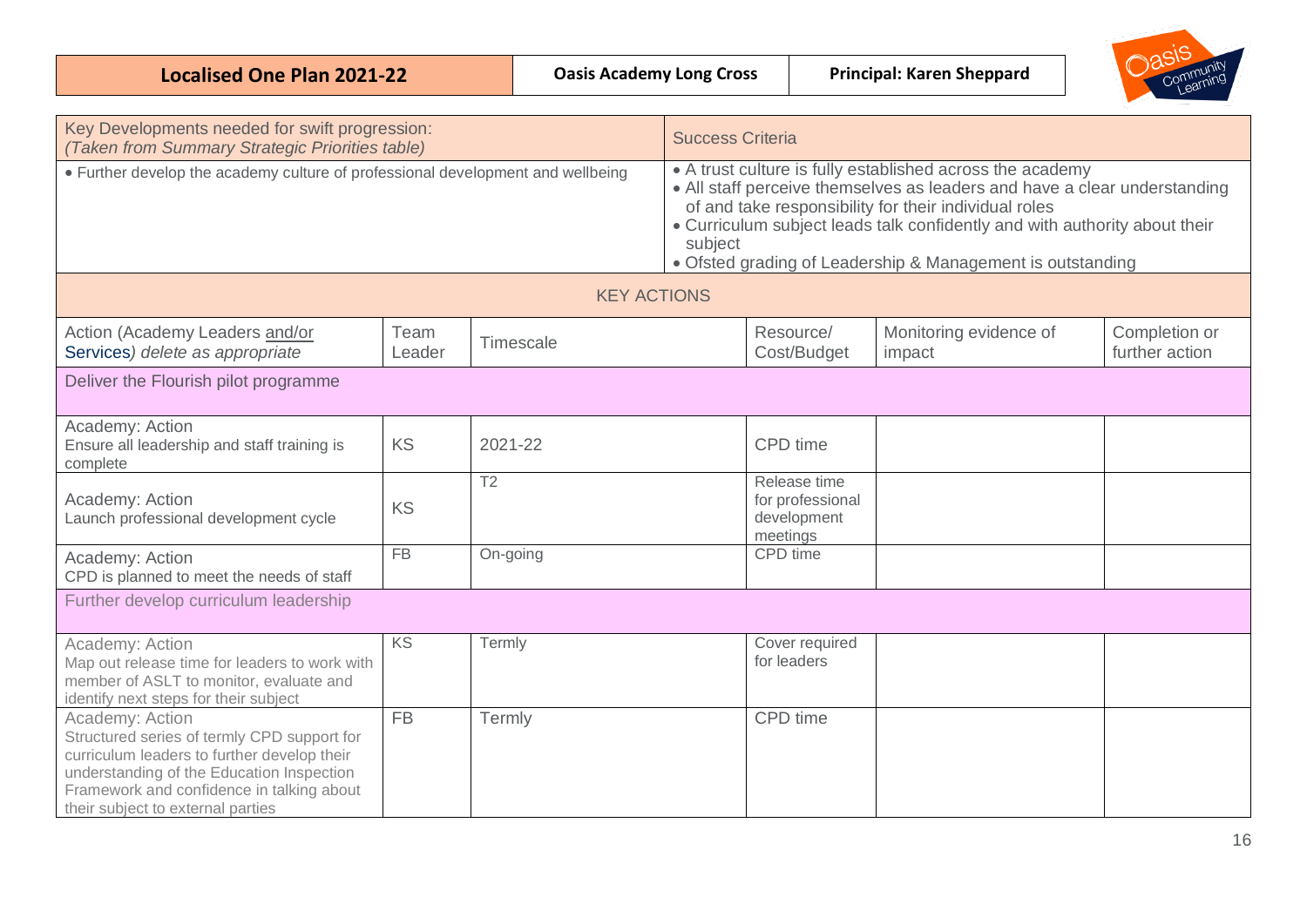| Localised One Plan 2021-22 | Oasis Academy Long Cross | Principal: Karen Sheppard |
|---|---|---|

| Key Developments needed for swift progression: *(Taken from Summary Strategic Priorities table)* | Success Criteria |
|---|---|
| • Further develop the academy culture of professional development and wellbeing | • A trust culture is fully established across the academy<br>• All staff perceive themselves as leaders and have a clear understanding of and take responsibility for their individual roles<br>• Curriculum subject leads talk confidently and with authority about their subject<br>• Ofsted grading of Leadership & Management is outstanding |

**KEY ACTIONS**

| Action (Academy Leaders and/or Services) *delete as appropriate* | Team Leader | Timescale | Resource/ Cost/Budget | Monitoring evidence of impact | Completion or further action |
|---|---|---|---|---|---|
| **Deliver the Flourish pilot programme** | | | | | |
| Academy: Action<br>Ensure all leadership and staff training is complete | KS | 2021-22 | CPD time | | |
| Academy: Action<br>Launch professional development cycle | KS | T2 | Release time for professional development meetings | | |
| Academy: Action<br>CPD is planned to meet the needs of staff | FB | On-going | CPD time | | |
| **Further develop curriculum leadership** | | | | | |
| Academy: Action<br>Map out release time for leaders to work with member of ASLT to monitor, evaluate and identify next steps for their subject | KS | Termly | Cover required for leaders | | |
| Academy: Action<br>Structured series of termly CPD support for curriculum leaders to further develop their understanding of the Education Inspection Framework and confidence in talking about their subject to external parties | FB | Termly | CPD time | | |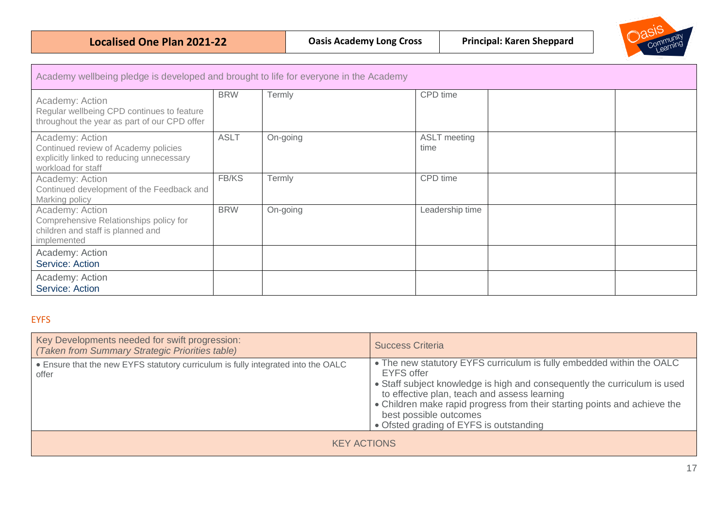| Localised One Plan 2021-22 | Oasis Academy Long Cross | Principal: Karen Sheppard |
|---|---|---|

| Academy wellbeing pledge is developed and brought to life for everyone in the Academy | | | | | |
|---|---|---|---|---|---|
| Academy: Action<br>Regular wellbeing CPD continues to feature throughout the year as part of our CPD offer | BRW | Termly | CPD time | | |
| Academy: Action<br>Continued review of Academy policies explicitly linked to reducing unnecessary workload for staff | ASLT | On-going | ASLT meeting time | | |
| Academy: Action<br>Continued development of the Feedback and Marking policy | FB/KS | Termly | CPD time | | |
| Academy: Action<br>Comprehensive Relationships policy for children and staff is planned and implemented | BRW | On-going | Leadership time | | |
| Academy: Action<br>Service: Action | | | | | |
| Academy: Action<br>Service: Action | | | | | |

## EYFS

| Key Developments needed for swift progression:<br>*(Taken from Summary Strategic Priorities table)* | Success Criteria |
|---|---|
| • Ensure that the new EYFS statutory curriculum is fully integrated into the OALC offer | • The new statutory EYFS curriculum is fully embedded within the OALC EYFS offer<br>• Staff subject knowledge is high and consequently the curriculum is used to effective plan, teach and assess learning<br>• Children make rapid progress from their starting points and achieve the best possible outcomes<br>• Ofsted grading of EYFS is outstanding |
| KEY ACTIONS | |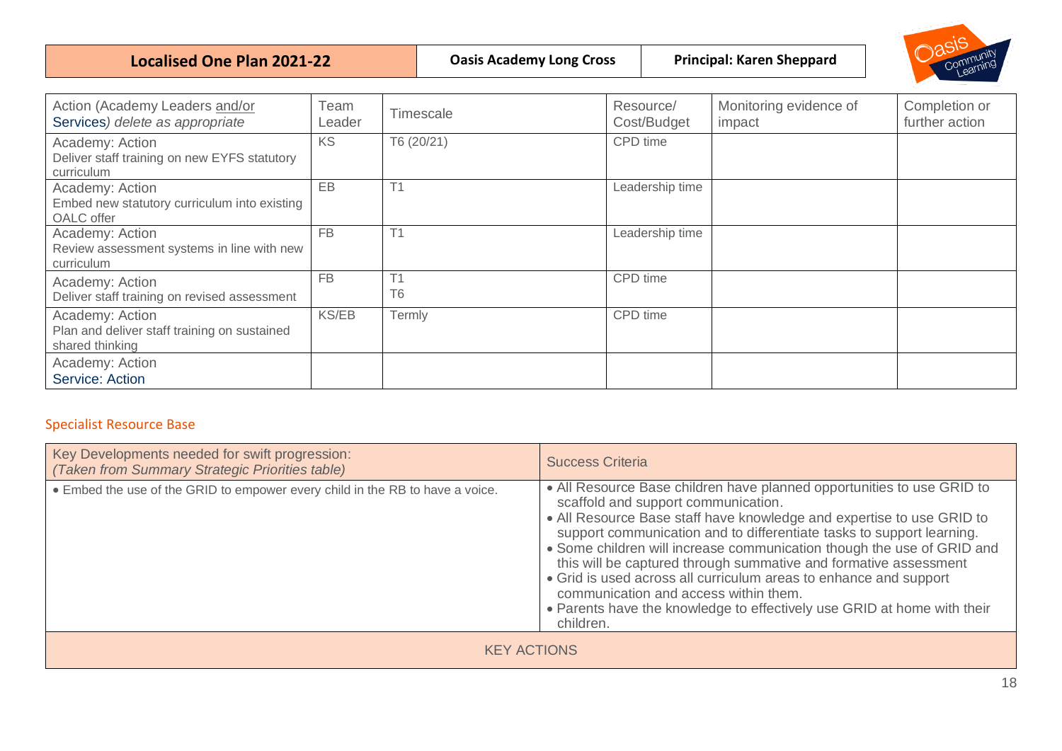| Localised One Plan 2021-22 | Oasis Academy Long Cross | Principal: Karen Sheppard |
|---|---|---|

| Action (Academy Leaders and/or Services) *delete as appropriate* | Team Leader | Timescale | Resource/ Cost/Budget | Monitoring evidence of impact | Completion or further action |
|---|---|---|---|---|---|
| Academy: Action<br>Deliver staff training on new EYFS statutory curriculum | KS | T6 (20/21) | CPD time | | |
| Academy: Action<br>Embed new statutory curriculum into existing OALC offer | EB | T1 | Leadership time | | |
| Academy: Action<br>Review assessment systems in line with new curriculum | FB | T1 | Leadership time | | |
| Academy: Action<br>Deliver staff training on revised assessment | FB | T1<br>T6 | CPD time | | |
| Academy: Action<br>Plan and deliver staff training on sustained shared thinking | KS/EB | Termly | CPD time | | |
| Academy: Action<br>Service: Action | | | | | |

## Specialist Resource Base

| Key Developments needed for swift progression: *(Taken from Summary Strategic Priorities table)* | Success Criteria |
|---|---|
| • Embed the use of the GRID to empower every child in the RB to have a voice. | • All Resource Base children have planned opportunities to use GRID to scaffold and support communication.<br>• All Resource Base staff have knowledge and expertise to use GRID to support communication and to differentiate tasks to support learning.<br>• Some children will increase communication though the use of GRID and this will be captured through summative and formative assessment<br>• Grid is used across all curriculum areas to enhance and support communication and access within them.<br>• Parents have the knowledge to effectively use GRID at home with their children. |
| KEY ACTIONS | |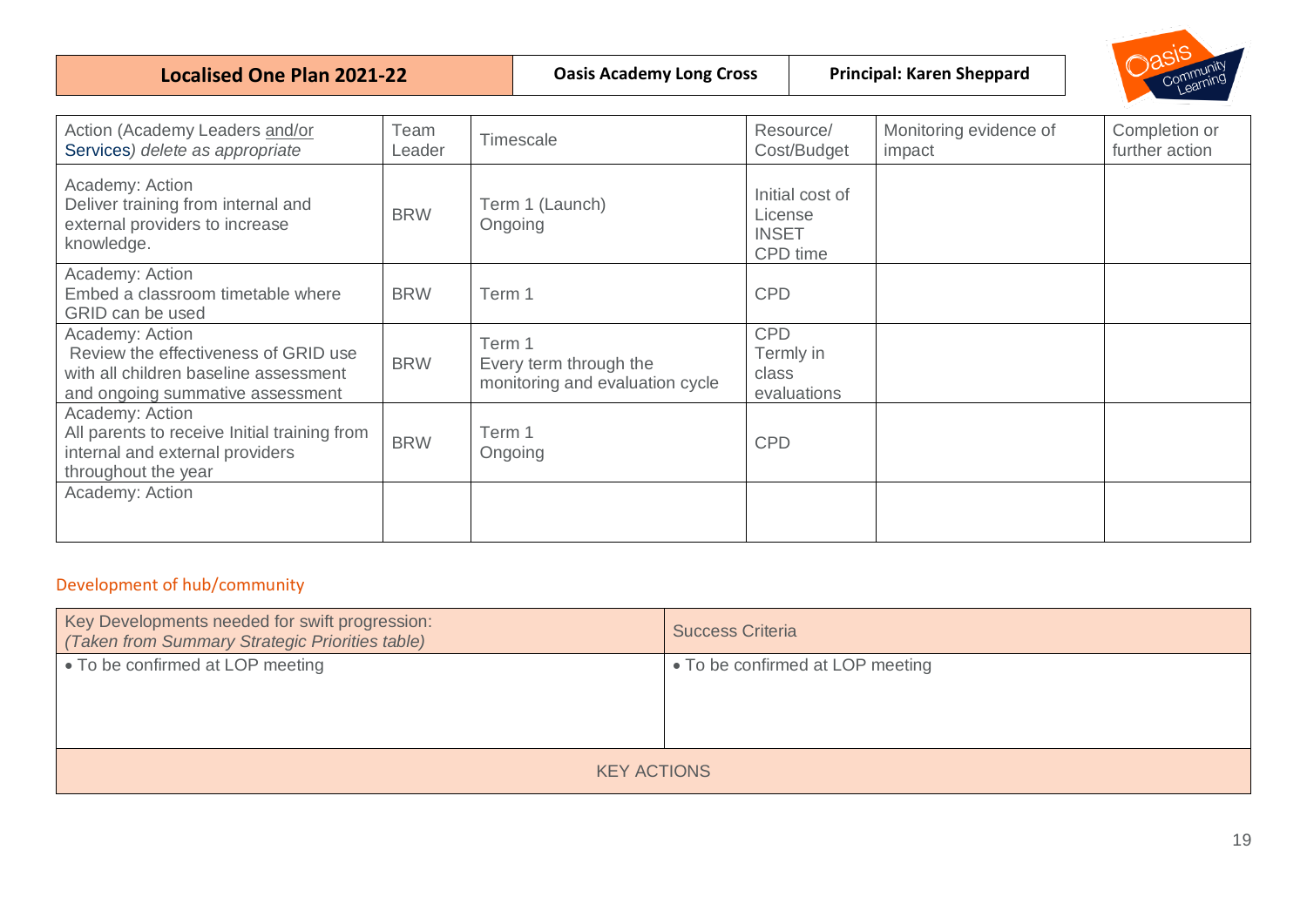| Localised One Plan 2021-22 | Oasis Academy Long Cross | Principal: Karen Sheppard |
|---|---|---|

| Action (Academy Leaders and/or Services) *delete as appropriate* | Team Leader | Timescale | Resource/ Cost/Budget | Monitoring evidence of impact | Completion or further action |
|---|---|---|---|---|---|
| Academy: Action<br>Deliver training from internal and external providers to increase knowledge. | BRW | Term 1 (Launch)<br>Ongoing | Initial cost of License<br>INSET<br>CPD time | | |
| Academy: Action<br>Embed a classroom timetable where GRID can be used | BRW | Term 1 | CPD | | |
| Academy: Action<br>Review the effectiveness of GRID use with all children baseline assessment and ongoing summative assessment | BRW | Term 1<br>Every term through the monitoring and evaluation cycle | CPD<br>Termly in class evaluations | | |
| Academy: Action<br>All parents to receive Initial training from internal and external providers throughout the year | BRW | Term 1<br>Ongoing | CPD | | |
| Academy: Action | | | | | |

## Development of hub/community

| Key Developments needed for swift progression: *(Taken from Summary Strategic Priorities table)* | Success Criteria |
|---|---|
| • To be confirmed at LOP meeting | • To be confirmed at LOP meeting |
| KEY ACTIONS | |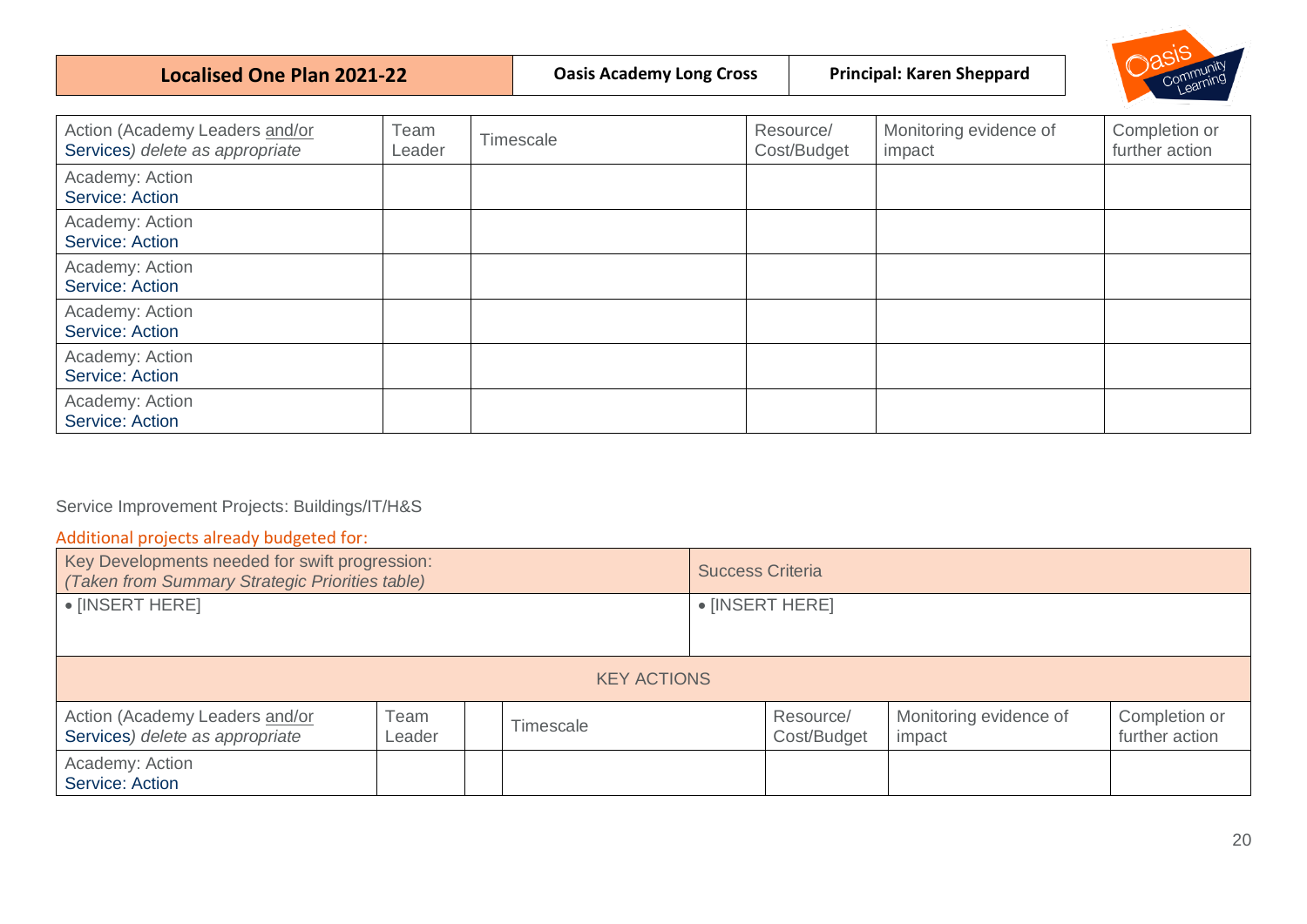| Localised One Plan 2021-22 | Oasis Academy Long Cross | Principal: Karen Sheppard |
|---|---|---|

| Action (Academy Leaders and/or Services) *delete as appropriate* | Team Leader | Timescale | Resource/ Cost/Budget | Monitoring evidence of impact | Completion or further action |
|---|---|---|---|---|---|
| Academy: Action<br>Service: Action | | | | | |
| Academy: Action<br>Service: Action | | | | | |
| Academy: Action<br>Service: Action | | | | | |
| Academy: Action<br>Service: Action | | | | | |
| Academy: Action<br>Service: Action | | | | | |
| Academy: Action<br>Service: Action | | | | | |

Service Improvement Projects: Buildings/IT/H&S

Additional projects already budgeted for:

| Key Developments needed for swift progression: *(Taken from Summary Strategic Priorities table)* | Success Criteria |
|---|---|
| • [INSERT HERE] | • [INSERT HERE] |

KEY ACTIONS

| Action (Academy Leaders and/or Services) *delete as appropriate* | Team Leader | | Timescale | Resource/ Cost/Budget | Monitoring evidence of impact | Completion or further action |
|---|---|---|---|---|---|---|
| Academy: Action<br>Service: Action | | | | | | |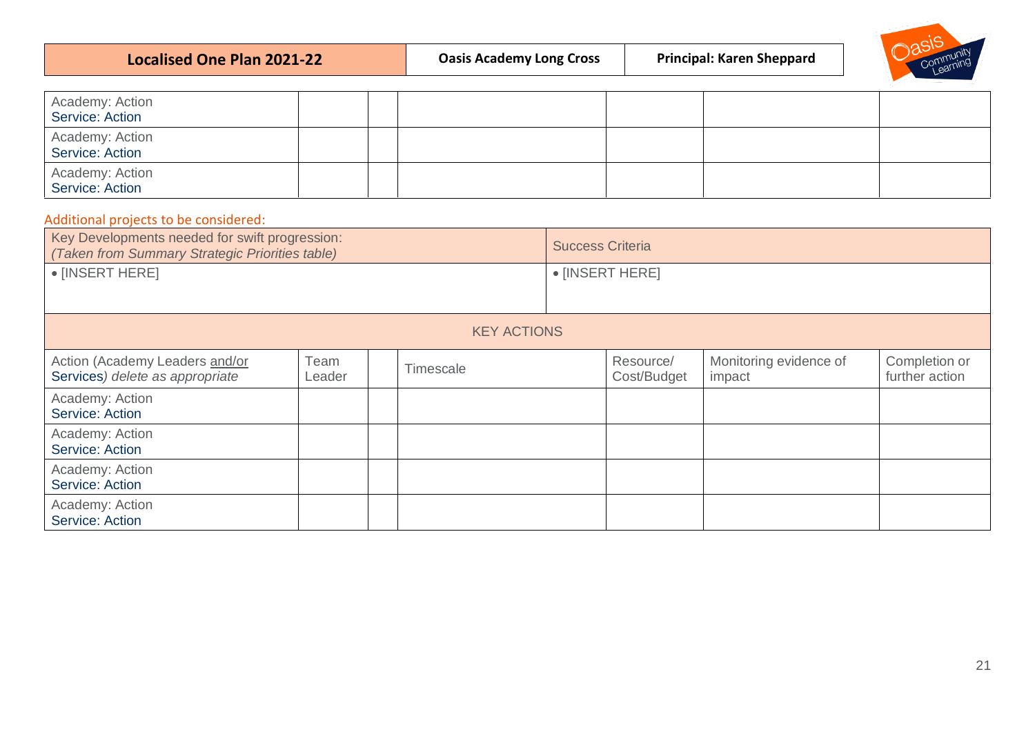| Localised One Plan 2021-22 | Oasis Academy Long Cross | Principal: Karen Sheppard |
|---|---|---|

| | | | | | | |
|---|---|---|---|---|---|---|
| Academy: Action<br>Service: Action | | | | | | |
| Academy: Action<br>Service: Action | | | | | | |
| Academy: Action<br>Service: Action | | | | | | |

Additional projects to be considered:

| Key Developments needed for swift progression:<br>*(Taken from Summary Strategic Priorities table)* | | | | Success Criteria | | |
|---|---|---|---|---|---|---|
| • [INSERT HERE] | | | | • [INSERT HERE] | | |
| KEY ACTIONS | | | | | | |
| Action (Academy Leaders and/or Services*) delete as appropriate* | Team Leader | | Timescale | Resource/ Cost/Budget | Monitoring evidence of impact | Completion or further action |
| Academy: Action<br>Service: Action | | | | | | |
| Academy: Action<br>Service: Action | | | | | | |
| Academy: Action<br>Service: Action | | | | | | |
| Academy: Action<br>Service: Action | | | | | | |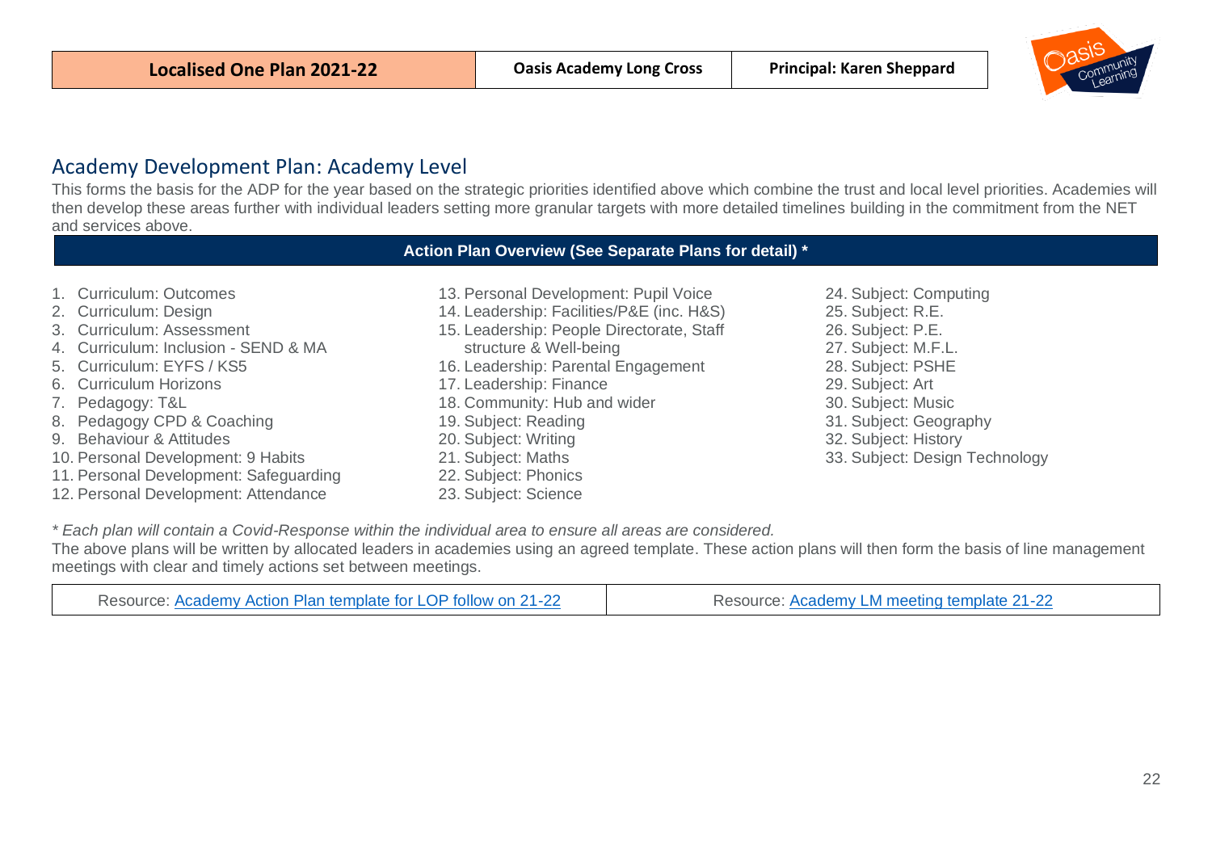| Localised One Plan 2021-22 | Oasis Academy Long Cross | Principal: Karen Sheppard |
|---|---|---|

## Academy Development Plan: Academy Level

This forms the basis for the ADP for the year based on the strategic priorities identified above which combine the trust and local level priorities. Academies will then develop these areas further with individual leaders setting more granular targets with more detailed timelines building in the commitment from the NET and services above.

**Action Plan Overview (See Separate Plans for detail) ***

1. Curriculum: Outcomes
2. Curriculum: Design
3. Curriculum: Assessment
4. Curriculum: Inclusion - SEND & MA
5. Curriculum: EYFS / KS5
6. Curriculum Horizons
7. Pedagogy: T&L
8. Pedagogy CPD & Coaching
9. Behaviour & Attitudes
10. Personal Development: 9 Habits
11. Personal Development: Safeguarding
12. Personal Development: Attendance
13. Personal Development: Pupil Voice
14. Leadership: Facilities/P&E (inc. H&S)
15. Leadership: People Directorate, Staff structure & Well-being
16. Leadership: Parental Engagement
17. Leadership: Finance
18. Community: Hub and wider
19. Subject: Reading
20. Subject: Writing
21. Subject: Maths
22. Subject: Phonics
23. Subject: Science
24. Subject: Computing
25. Subject: R.E.
26. Subject: P.E.
27. Subject: M.F.L.
28. Subject: PSHE
29. Subject: Art
30. Subject: Music
31. Subject: Geography
32. Subject: History
33. Subject: Design Technology

*\* Each plan will contain a Covid-Response within the individual area to ensure all areas are considered.*

The above plans will be written by allocated leaders in academies using an agreed template. These action plans will then form the basis of line management meetings with clear and timely actions set between meetings.

| Resource: Academy Action Plan template for LOP follow on 21-22 | Resource: Academy LM meeting template 21-22 |
|---|---|